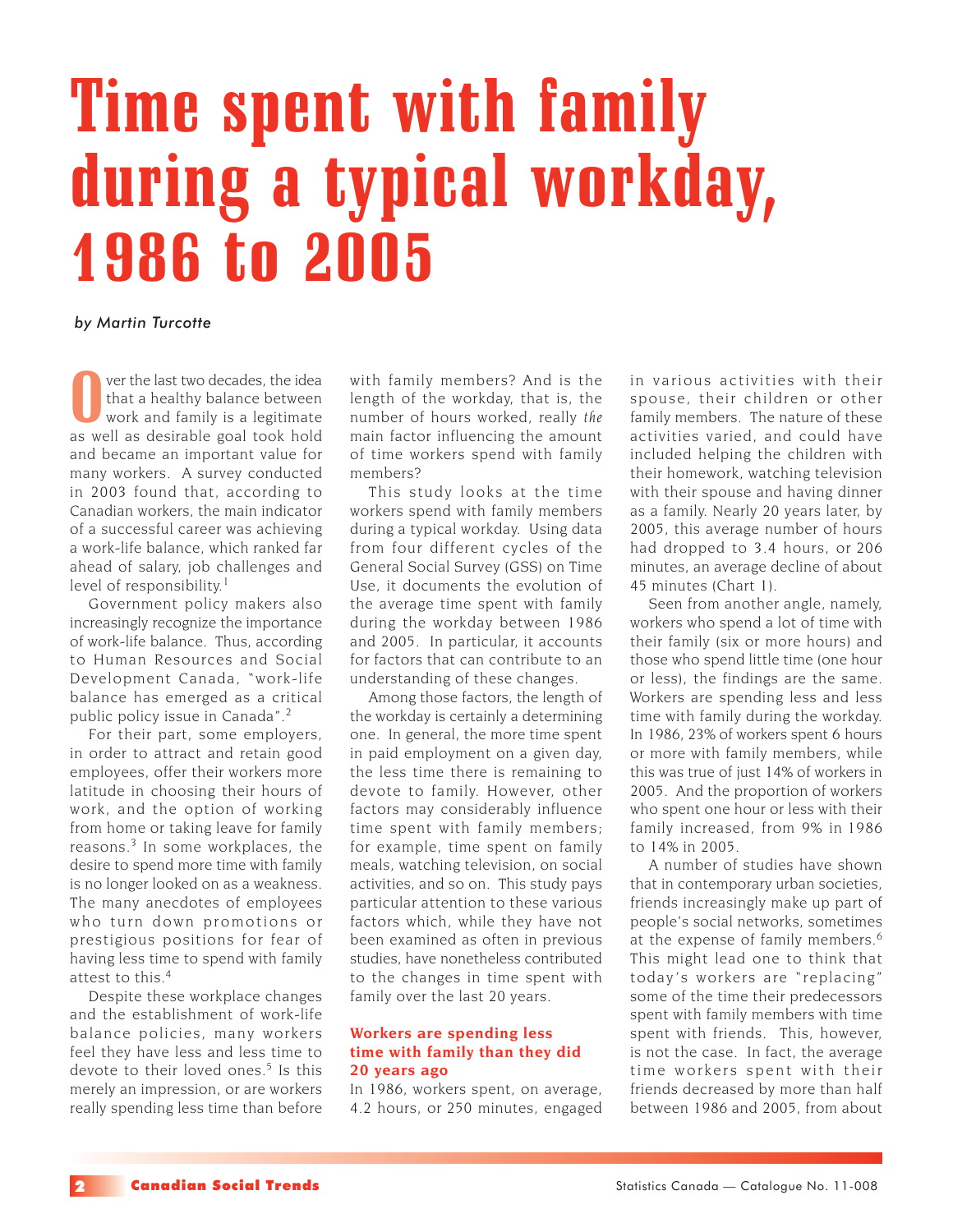# Time spent with family during a typical workday, 1986 to 2005

*by Martin Turcotte*

Over the last two decades, the idea that a healthy balance between work and family is a legitimate as well as desirable goal took hold and became an important value for many workers. A survey conducted in 2003 found that, according to Canadian workers, the main indicator of a successful career was achieving a work-life balance, which ranked far ahead of salary, job challenges and level of responsibility.[1]

Government policy makers also increasingly recognize the importance of work-life balance. Thus, according to Human Resources and Social Development Canada, "work-life balance has emerged as a critical public policy issue in Canada".[2]

For their part, some employers, in order to attract and retain good employees, offer their workers more latitude in choosing their hours of work, and the option of working from home or taking leave for family reasons.[3] In some workplaces, the desire to spend more time with family is no longer looked on as a weakness. The many anecdotes of employees who turn down promotions or prestigious positions for fear of having less time to spend with family attest to this.[4]

Despite these workplace changes and the establishment of work-life balance policies, many workers feel they have less and less time to devote to their loved ones.[5] Is this merely an impression, or are workers really spending less time than before with family members? And is the length of the workday, that is, the number of hours worked, really *the* main factor influencing the amount of time workers spend with family members?

This study looks at the time workers spend with family members during a typical workday. Using data from four different cycles of the General Social Survey (GSS) on Time Use, it documents the evolution of the average time spent with family during the workday between 1986 and 2005. In particular, it accounts for factors that can contribute to an understanding of these changes.

Among those factors, the length of the workday is certainly a determining one. In general, the more time spent in paid employment on a given day, the less time there is remaining to devote to family. However, other factors may considerably influence time spent with family members; for example, time spent on family meals, watching television, on social activities, and so on. This study pays particular attention to these various factors which, while they have not been examined as often in previous studies, have nonetheless contributed to the changes in time spent with family over the last 20 years.

## Workers are spending less time with family than they did 20 years ago

In 1986, workers spent, on average, 4.2 hours, or 250 minutes, engaged in various activities with their spouse, their children or other family members. The nature of these activities varied, and could have included helping the children with their homework, watching television with their spouse and having dinner as a family. Nearly 20 years later, by 2005, this average number of hours had dropped to 3.4 hours, or 206 minutes, an average decline of about 45 minutes (Chart 1).

Seen from another angle, namely, workers who spend a lot of time with their family (six or more hours) and those who spend little time (one hour or less), the findings are the same. Workers are spending less and less time with family during the workday. In 1986, 23% of workers spent 6 hours or more with family members, while this was true of just 14% of workers in 2005. And the proportion of workers who spent one hour or less with their family increased, from 9% in 1986 to 14% in 2005.

A number of studies have shown that in contemporary urban societies, friends increasingly make up part of people's social networks, sometimes at the expense of family members.[6] This might lead one to think that today's workers are "replacing" some of the time their predecessors spent with family members with time spent with friends. This, however, is not the case. In fact, the average time workers spent with their friends decreased by more than half between 1986 and 2005, from about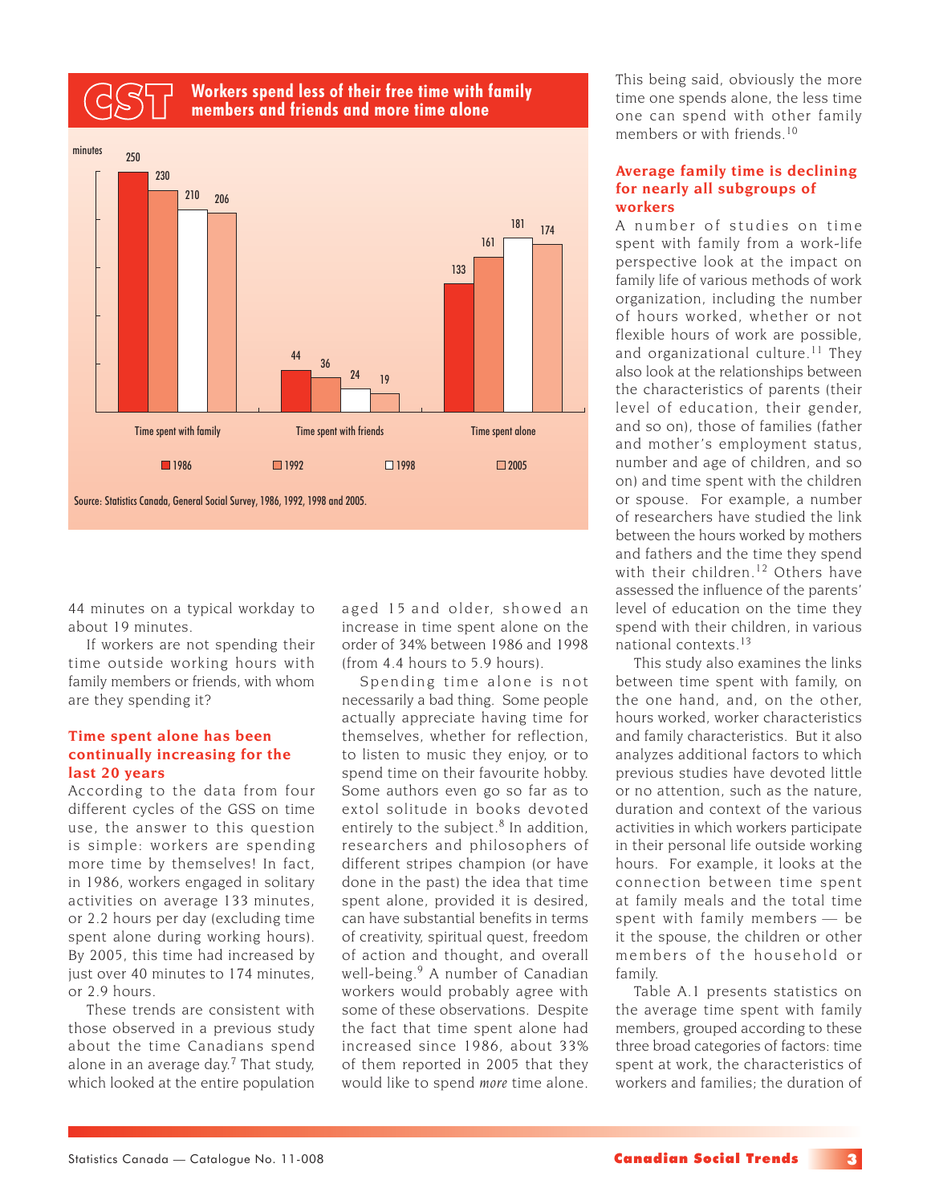## CST Workers spend less of their free time with family members and friends and more time alone

| minutes | 1986 | 1992 | 1998 | 2005 |
|---|---|---|---|---|
| Time spent with family | 250 | 230 | 210 | 206 |
| Time spent with friends | 44 | 36 | 24 | 19 |
| Time spent alone | 133 | 161 | 181 | 174 |

Source: Statistics Canada, General Social Survey, 1986, 1992, 1998 and 2005.

44 minutes on a typical workday to about 19 minutes.

If workers are not spending their time outside working hours with family members or friends, with whom are they spending it?

### Time spent alone has been continually increasing for the last 20 years

According to the data from four different cycles of the GSS on time use, the answer to this question is simple: workers are spending more time by themselves! In fact, in 1986, workers engaged in solitary activities on average 133 minutes, or 2.2 hours per day (excluding time spent alone during working hours). By 2005, this time had increased by just over 40 minutes to 174 minutes, or 2.9 hours.

These trends are consistent with those observed in a previous study about the time Canadians spend alone in an average day.[7] That study, which looked at the entire population aged 15 and older, showed an increase in time spent alone on the order of 34% between 1986 and 1998 (from 4.4 hours to 5.9 hours).

Spending time alone is not necessarily a bad thing. Some people actually appreciate having time for themselves, whether for reflection, to listen to music they enjoy, or to spend time on their favourite hobby. Some authors even go so far as to extol solitude in books devoted entirely to the subject.[8] In addition, researchers and philosophers of different stripes champion (or have done in the past) the idea that time spent alone, provided it is desired, can have substantial benefits in terms of creativity, spiritual quest, freedom of action and thought, and overall well-being.[9] A number of Canadian workers would probably agree with some of these observations. Despite the fact that time spent alone had increased since 1986, about 33% of them reported in 2005 that they would like to spend *more* time alone.

This being said, obviously the more time one spends alone, the less time one can spend with other family members or with friends.[10]

### Average family time is declining for nearly all subgroups of workers

A number of studies on time spent with family from a work-life perspective look at the impact on family life of various methods of work organization, including the number of hours worked, whether or not flexible hours of work are possible, and organizational culture.[11] They also look at the relationships between the characteristics of parents (their level of education, their gender, and so on), those of families (father and mother's employment status, number and age of children, and so on) and time spent with the children or spouse. For example, a number of researchers have studied the link between the hours worked by mothers and fathers and the time they spend with their children.[12] Others have assessed the influence of the parents' level of education on the time they spend with their children, in various national contexts.[13]

This study also examines the links between time spent with family, on the one hand, and, on the other, hours worked, worker characteristics and family characteristics. But it also analyzes additional factors to which previous studies have devoted little or no attention, such as the nature, duration and context of the various activities in which workers participate in their personal life outside working hours. For example, it looks at the connection between time spent at family meals and the total time spent with family members — be it the spouse, the children or other members of the household or family.

Table A.1 presents statistics on the average time spent with family members, grouped according to these three broad categories of factors: time spent at work, the characteristics of workers and families; the duration of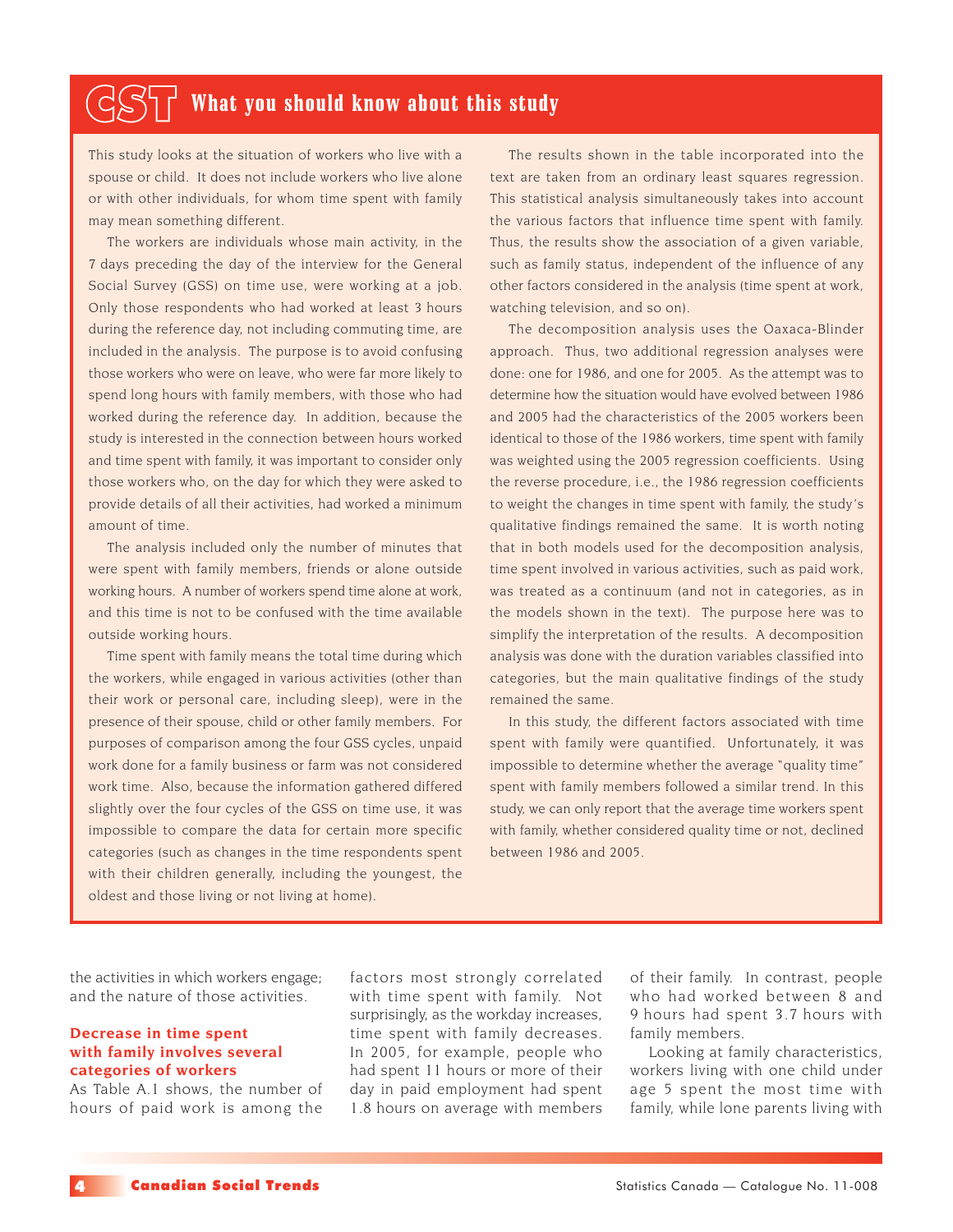## What you should know about this study

This study looks at the situation of workers who live with a spouse or child. It does not include workers who live alone or with other individuals, for whom time spent with family may mean something different.

The workers are individuals whose main activity, in the 7 days preceding the day of the interview for the General Social Survey (GSS) on time use, were working at a job. Only those respondents who had worked at least 3 hours during the reference day, not including commuting time, are included in the analysis. The purpose is to avoid confusing those workers who were on leave, who were far more likely to spend long hours with family members, with those who had worked during the reference day. In addition, because the study is interested in the connection between hours worked and time spent with family, it was important to consider only those workers who, on the day for which they were asked to provide details of all their activities, had worked a minimum amount of time.

The analysis included only the number of minutes that were spent with family members, friends or alone outside working hours. A number of workers spend time alone at work, and this time is not to be confused with the time available outside working hours.

Time spent with family means the total time during which the workers, while engaged in various activities (other than their work or personal care, including sleep), were in the presence of their spouse, child or other family members. For purposes of comparison among the four GSS cycles, unpaid work done for a family business or farm was not considered work time. Also, because the information gathered differed slightly over the four cycles of the GSS on time use, it was impossible to compare the data for certain more specific categories (such as changes in the time respondents spent with their children generally, including the youngest, the oldest and those living or not living at home).

The results shown in the table incorporated into the text are taken from an ordinary least squares regression. This statistical analysis simultaneously takes into account the various factors that influence time spent with family. Thus, the results show the association of a given variable, such as family status, independent of the influence of any other factors considered in the analysis (time spent at work, watching television, and so on).

The decomposition analysis uses the Oaxaca-Blinder approach. Thus, two additional regression analyses were done: one for 1986, and one for 2005. As the attempt was to determine how the situation would have evolved between 1986 and 2005 had the characteristics of the 2005 workers been identical to those of the 1986 workers, time spent with family was weighted using the 2005 regression coefficients. Using the reverse procedure, i.e., the 1986 regression coefficients to weight the changes in time spent with family, the study's qualitative findings remained the same. It is worth noting that in both models used for the decomposition analysis, time spent involved in various activities, such as paid work, was treated as a continuum (and not in categories, as in the models shown in the text). The purpose here was to simplify the interpretation of the results. A decomposition analysis was done with the duration variables classified into categories, but the main qualitative findings of the study remained the same.

In this study, the different factors associated with time spent with family were quantified. Unfortunately, it was impossible to determine whether the average "quality time" spent with family members followed a similar trend. In this study, we can only report that the average time workers spent with family, whether considered quality time or not, declined between 1986 and 2005.

---

the activities in which workers engage; and the nature of those activities.

### Decrease in time spent with family involves several categories of workers

As Table A.1 shows, the number of hours of paid work is among the factors most strongly correlated with time spent with family. Not surprisingly, as the workday increases, time spent with family decreases. In 2005, for example, people who had spent 11 hours or more of their day in paid employment had spent 1.8 hours on average with members of their family. In contrast, people who had worked between 8 and 9 hours had spent 3.7 hours with family members.

Looking at family characteristics, workers living with one child under age 5 spent the most time with family, while lone parents living with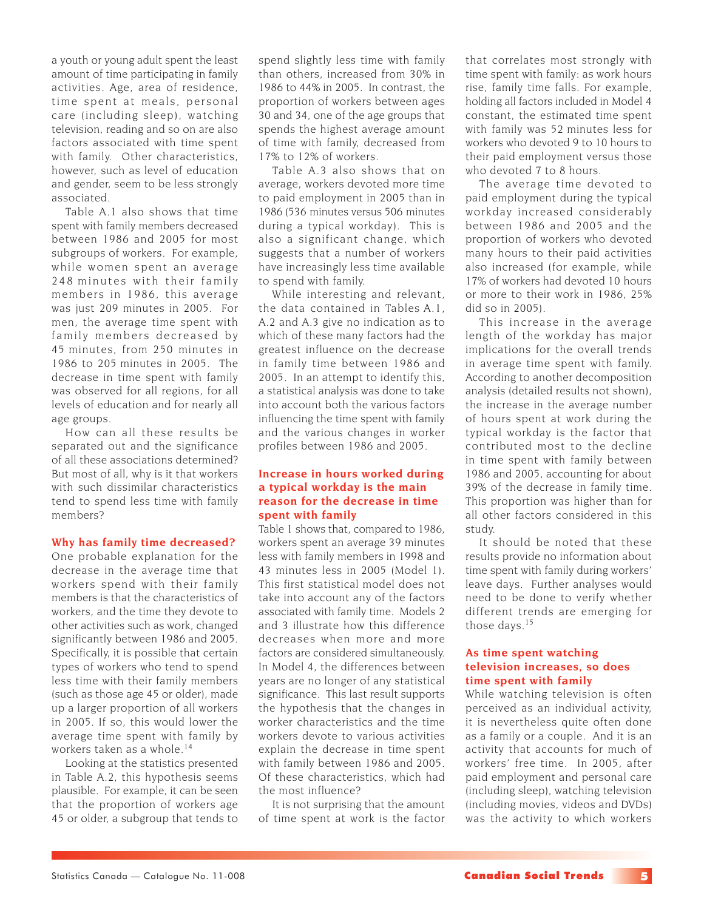a youth or young adult spent the least amount of time participating in family activities. Age, area of residence, time spent at meals, personal care (including sleep), watching television, reading and so on are also factors associated with time spent with family. Other characteristics, however, such as level of education and gender, seem to be less strongly associated.

Table A.1 also shows that time spent with family members decreased between 1986 and 2005 for most subgroups of workers. For example, while women spent an average 248 minutes with their family members in 1986, this average was just 209 minutes in 2005. For men, the average time spent with family members decreased by 45 minutes, from 250 minutes in 1986 to 205 minutes in 2005. The decrease in time spent with family was observed for all regions, for all levels of education and for nearly all age groups.

How can all these results be separated out and the significance of all these associations determined? But most of all, why is it that workers with such dissimilar characteristics tend to spend less time with family members?

## Why has family time decreased?

One probable explanation for the decrease in the average time that workers spend with their family members is that the characteristics of workers, and the time they devote to other activities such as work, changed significantly between 1986 and 2005. Specifically, it is possible that certain types of workers who tend to spend less time with their family members (such as those age 45 or older), made up a larger proportion of all workers in 2005. If so, this would lower the average time spent with family by workers taken as a whole.[14]

Looking at the statistics presented in Table A.2, this hypothesis seems plausible. For example, it can be seen that the proportion of workers age 45 or older, a subgroup that tends to spend slightly less time with family than others, increased from 30% in 1986 to 44% in 2005. In contrast, the proportion of workers between ages 30 and 34, one of the age groups that spends the highest average amount of time with family, decreased from 17% to 12% of workers.

Table A.3 also shows that on average, workers devoted more time to paid employment in 2005 than in 1986 (536 minutes versus 506 minutes during a typical workday). This is also a significant change, which suggests that a number of workers have increasingly less time available to spend with family.

While interesting and relevant, the data contained in Tables A.1, A.2 and A.3 give no indication as to which of these many factors had the greatest influence on the decrease in family time between 1986 and 2005. In an attempt to identify this, a statistical analysis was done to take into account both the various factors influencing the time spent with family and the various changes in worker profiles between 1986 and 2005.

## Increase in hours worked during a typical workday is the main reason for the decrease in time spent with family

Table 1 shows that, compared to 1986, workers spent an average 39 minutes less with family members in 1998 and 43 minutes less in 2005 (Model 1). This first statistical model does not take into account any of the factors associated with family time. Models 2 and 3 illustrate how this difference decreases when more and more factors are considered simultaneously. In Model 4, the differences between years are no longer of any statistical significance. This last result supports the hypothesis that the changes in worker characteristics and the time workers devote to various activities explain the decrease in time spent with family between 1986 and 2005. Of these characteristics, which had the most influence?

It is not surprising that the amount of time spent at work is the factor that correlates most strongly with time spent with family: as work hours rise, family time falls. For example, holding all factors included in Model 4 constant, the estimated time spent with family was 52 minutes less for workers who devoted 9 to 10 hours to their paid employment versus those who devoted 7 to 8 hours.

The average time devoted to paid employment during the typical workday increased considerably between 1986 and 2005 and the proportion of workers who devoted many hours to their paid activities also increased (for example, while 17% of workers had devoted 10 hours or more to their work in 1986, 25% did so in 2005).

This increase in the average length of the workday has major implications for the overall trends in average time spent with family. According to another decomposition analysis (detailed results not shown), the increase in the average number of hours spent at work during the typical workday is the factor that contributed most to the decline in time spent with family between 1986 and 2005, accounting for about 39% of the decrease in family time. This proportion was higher than for all other factors considered in this study.

It should be noted that these results provide no information about time spent with family during workers' leave days. Further analyses would need to be done to verify whether different trends are emerging for those days.[15]

## As time spent watching television increases, so does time spent with family

While watching television is often perceived as an individual activity, it is nevertheless quite often done as a family or a couple. And it is an activity that accounts for much of workers' free time. In 2005, after paid employment and personal care (including sleep), watching television (including movies, videos and DVDs) was the activity to which workers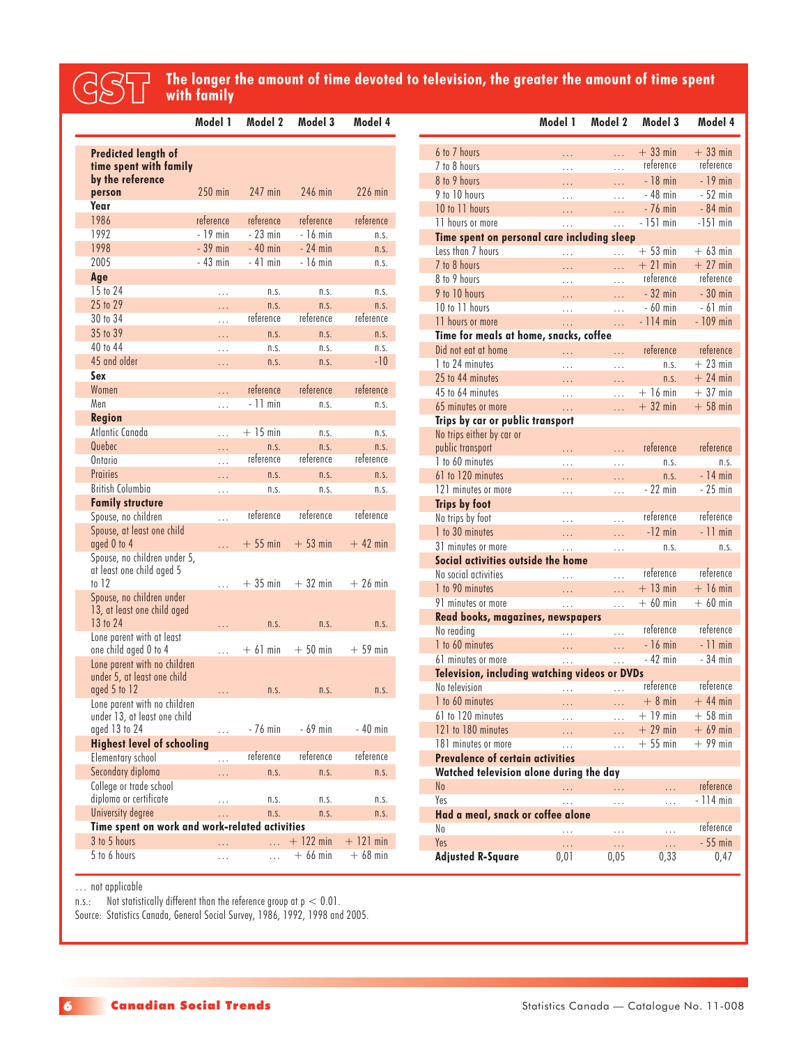## The longer the amount of time devoted to television, the greater the amount of time spent with family

| | Model 1 | Model 2 | Model 3 | Model 4 |
|---|---|---|---|---|
| **Predicted length of time spent with family by the reference person** | 250 min | 247 min | 246 min | 226 min |
| **Year** | | | | |
| 1986 | reference | reference | reference | reference |
| 1992 | - 19 min | - 23 min | - 16 min | n.s. |
| 1998 | - 39 min | - 40 min | - 24 min | n.s. |
| 2005 | - 43 min | - 41 min | - 16 min | n.s. |
| **Age** | | | | |
| 15 to 24 | ... | n.s. | n.s. | n.s. |
| 25 to 29 | ... | n.s. | n.s. | n.s. |
| 30 to 34 | ... | reference | reference | reference |
| 35 to 39 | ... | n.s. | n.s. | n.s. |
| 40 to 44 | ... | n.s. | n.s. | n.s. |
| 45 and older | ... | n.s. | n.s. | -10 |
| **Sex** | | | | |
| Women | ... | reference | reference | reference |
| Men | ... | - 11 min | n.s. | n.s. |
| **Region** | | | | |
| Atlantic Canada | ... | + 15 min | n.s. | n.s. |
| Quebec | ... | n.s. | n.s. | n.s. |
| Ontario | ... | reference | reference | reference |
| Prairies | ... | n.s. | n.s. | n.s. |
| British Columbia | ... | n.s. | n.s. | n.s. |
| **Family structure** | | | | |
| Spouse, no children | ... | reference | reference | reference |
| Spouse, at least one child aged 0 to 4 | ... | + 55 min | + 53 min | + 42 min |
| Spouse, no children under 5, at least one child aged 5 to 12 | ... | + 35 min | + 32 min | + 26 min |
| Spouse, no children under 13, at least one child aged 13 to 24 | ... | n.s. | n.s. | n.s. |
| Lone parent with at least one child aged 0 to 4 | ... | + 61 min | + 50 min | + 59 min |
| Lone parent with no children under 5, at least one child aged 5 to 12 | ... | n.s. | n.s. | n.s. |
| Lone parent with no children under 13, at least one child aged 13 to 24 | ... | - 76 min | - 69 min | - 40 min |
| **Highest level of schooling** | | | | |
| Elementary school | ... | reference | reference | reference |
| Secondary diploma | ... | n.s. | n.s. | n.s. |
| College or trade school diploma or certificate | ... | n.s. | n.s. | n.s. |
| University degree | ... | n.s. | n.s. | n.s. |
| **Time spent on work and work-related activities** | | | | |
| 3 to 5 hours | ... | ... | + 122 min | + 121 min |
| 5 to 6 hours | ... | ... | + 66 min | + 68 min |
| 6 to 7 hours | ... | ... | + 33 min | + 33 min |
| 7 to 8 hours | ... | ... | reference | reference |
| 8 to 9 hours | ... | ... | - 18 min | - 19 min |
| 9 to 10 hours | ... | ... | - 48 min | - 52 min |
| 10 to 11 hours | ... | ... | - 76 min | - 84 min |
| 11 hours or more | ... | ... | - 151 min | -151 min |
| **Time spent on personal care including sleep** | | | | |
| Less than 7 hours | ... | ... | + 53 min | + 63 min |
| 7 to 8 hours | ... | ... | + 21 min | + 27 min |
| 8 to 9 hours | ... | ... | reference | reference |
| 9 to 10 hours | ... | ... | - 32 min | - 30 min |
| 10 to 11 hours | ... | ... | - 60 min | - 61 min |
| 11 hours or more | ... | ... | - 114 min | - 109 min |
| **Time for meals at home, snacks, coffee** | | | | |
| Did not eat at home | ... | ... | reference | reference |
| 1 to 24 minutes | ... | ... | n.s. | + 23 min |
| 25 to 44 minutes | ... | ... | n.s. | + 24 min |
| 45 to 64 minutes | ... | ... | + 16 min | + 37 min |
| 65 minutes or more | ... | ... | + 32 min | + 58 min |
| **Trips by car or public transport** | | | | |
| No trips either by car or public transport | ... | ... | reference | reference |
| 1 to 60 minutes | ... | ... | n.s. | n.s. |
| 61 to 120 minutes | ... | ... | n.s. | - 14 min |
| 121 minutes or more | ... | ... | - 22 min | - 25 min |
| **Trips by foot** | | | | |
| No trips by foot | ... | ... | reference | reference |
| 1 to 30 minutes | ... | ... | -12 min | - 11 min |
| 31 minutes or more | ... | ... | n.s. | n.s. |
| **Social activities outside the home** | | | | |
| No social activities | ... | ... | reference | reference |
| 1 to 90 minutes | ... | ... | + 13 min | + 16 min |
| 91 minutes or more | ... | ... | + 60 min | + 60 min |
| **Read books, magazines, newspapers** | | | | |
| No reading | ... | ... | reference | reference |
| 1 to 60 minutes | ... | ... | - 16 min | - 11 min |
| 61 minutes or more | ... | ... | - 42 min | - 34 min |
| **Television, including watching videos or DVDs** | | | | |
| No television | ... | ... | reference | reference |
| 1 to 60 minutes | ... | ... | + 8 min | + 44 min |
| 61 to 120 minutes | ... | ... | + 19 min | + 58 min |
| 121 to 180 minutes | ... | ... | + 29 min | + 69 min |
| 181 minutes or more | ... | ... | + 55 min | + 99 min |
| **Prevalence of certain activities** | | | | |
| **Watched television alone during the day** | | | | |
| No | ... | ... | ... | reference |
| Yes | ... | ... | ... | - 114 min |
| **Had a meal, snack or coffee alone** | | | | |
| No | ... | ... | ... | reference |
| Yes | ... | ... | ... | - 55 min |
| **Adjusted R-Square** | 0,01 | 0,05 | 0,33 | 0,47 |

... not applicable

n.s.: Not statistically different than the reference group at $p < 0.01$.

Source: Statistics Canada, General Social Survey, 1986, 1992, 1998 and 2005.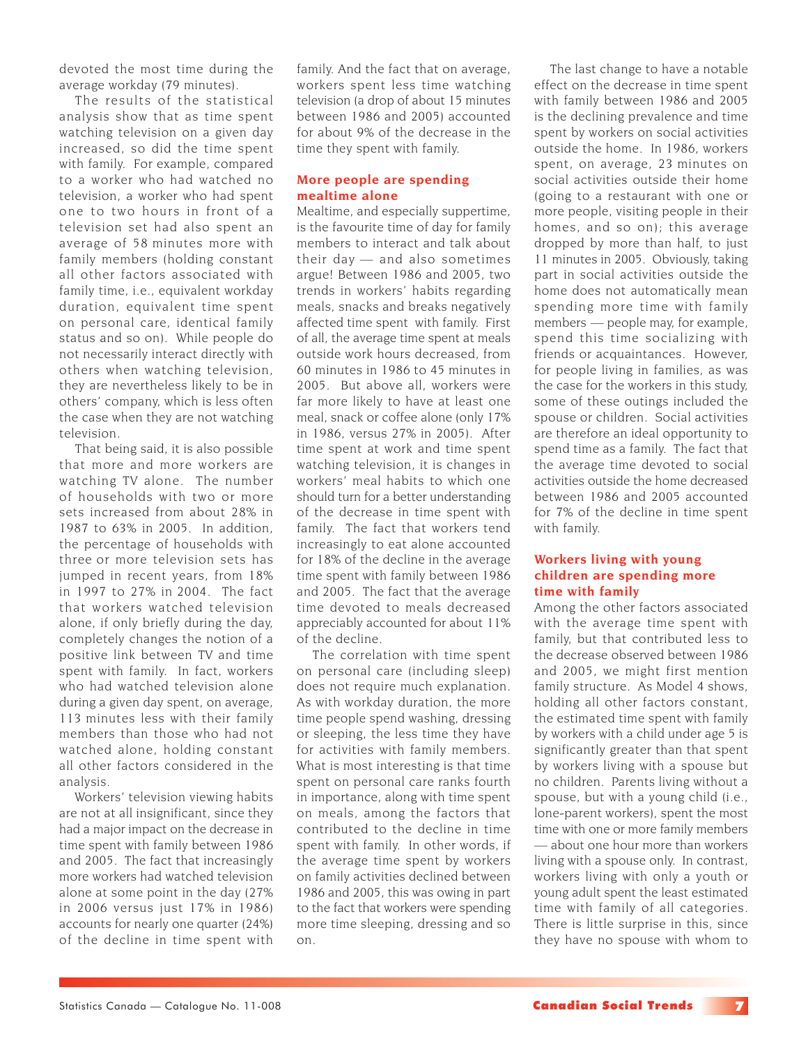devoted the most time during the average workday (79 minutes).

The results of the statistical analysis show that as time spent watching television on a given day increased, so did the time spent with family. For example, compared to a worker who had watched no television, a worker who had spent one to two hours in front of a television set had also spent an average of 58 minutes more with family members (holding constant all other factors associated with family time, i.e., equivalent workday duration, equivalent time spent on personal care, identical family status and so on). While people do not necessarily interact directly with others when watching television, they are nevertheless likely to be in others' company, which is less often the case when they are not watching television.

That being said, it is also possible that more and more workers are watching TV alone. The number of households with two or more sets increased from about 28% in 1987 to 63% in 2005. In addition, the percentage of households with three or more television sets has jumped in recent years, from 18% in 1997 to 27% in 2004. The fact that workers watched television alone, if only briefly during the day, completely changes the notion of a positive link between TV and time spent with family. In fact, workers who had watched television alone during a given day spent, on average, 113 minutes less with their family members than those who had not watched alone, holding constant all other factors considered in the analysis.

Workers' television viewing habits are not at all insignificant, since they had a major impact on the decrease in time spent with family between 1986 and 2005. The fact that increasingly more workers had watched television alone at some point in the day (27% in 2006 versus just 17% in 1986) accounts for nearly one quarter (24%) of the decline in time spent with family. And the fact that on average, workers spent less time watching television (a drop of about 15 minutes between 1986 and 2005) accounted for about 9% of the decrease in the time they spent with family.

## More people are spending mealtime alone

Mealtime, and especially suppertime, is the favourite time of day for family members to interact and talk about their day — and also sometimes argue! Between 1986 and 2005, two trends in workers' habits regarding meals, snacks and breaks negatively affected time spent with family. First of all, the average time spent at meals outside work hours decreased, from 60 minutes in 1986 to 45 minutes in 2005. But above all, workers were far more likely to have at least one meal, snack or coffee alone (only 17% in 1986, versus 27% in 2005). After time spent at work and time spent watching television, it is changes in workers' meal habits to which one should turn for a better understanding of the decrease in time spent with family. The fact that workers tend increasingly to eat alone accounted for 18% of the decline in the average time spent with family between 1986 and 2005. The fact that the average time devoted to meals decreased appreciably accounted for about 11% of the decline.

The correlation with time spent on personal care (including sleep) does not require much explanation. As with workday duration, the more time people spend washing, dressing or sleeping, the less time they have for activities with family members. What is most interesting is that time spent on personal care ranks fourth in importance, along with time spent on meals, among the factors that contributed to the decline in time spent with family. In other words, if the average time spent by workers on family activities declined between 1986 and 2005, this was owing in part to the fact that workers were spending more time sleeping, dressing and so on.

The last change to have a notable effect on the decrease in time spent with family between 1986 and 2005 is the declining prevalence and time spent by workers on social activities outside the home. In 1986, workers spent, on average, 23 minutes on social activities outside their home (going to a restaurant with one or more people, visiting people in their homes, and so on); this average dropped by more than half, to just 11 minutes in 2005. Obviously, taking part in social activities outside the home does not automatically mean spending more time with family members — people may, for example, spend this time socializing with friends or acquaintances. However, for people living in families, as was the case for the workers in this study, some of these outings included the spouse or children. Social activities are therefore an ideal opportunity to spend time as a family. The fact that the average time devoted to social activities outside the home decreased between 1986 and 2005 accounted for 7% of the decline in time spent with family.

## Workers living with young children are spending more time with family

Among the other factors associated with the average time spent with family, but that contributed less to the decrease observed between 1986 and 2005, we might first mention family structure. As Model 4 shows, holding all other factors constant, the estimated time spent with family by workers with a child under age 5 is significantly greater than that spent by workers living with a spouse but no children. Parents living without a spouse, but with a young child (i.e., lone-parent workers), spent the most time with one or more family members — about one hour more than workers living with a spouse only. In contrast, workers living with only a youth or young adult spent the least estimated time with family of all categories. There is little surprise in this, since they have no spouse with whom to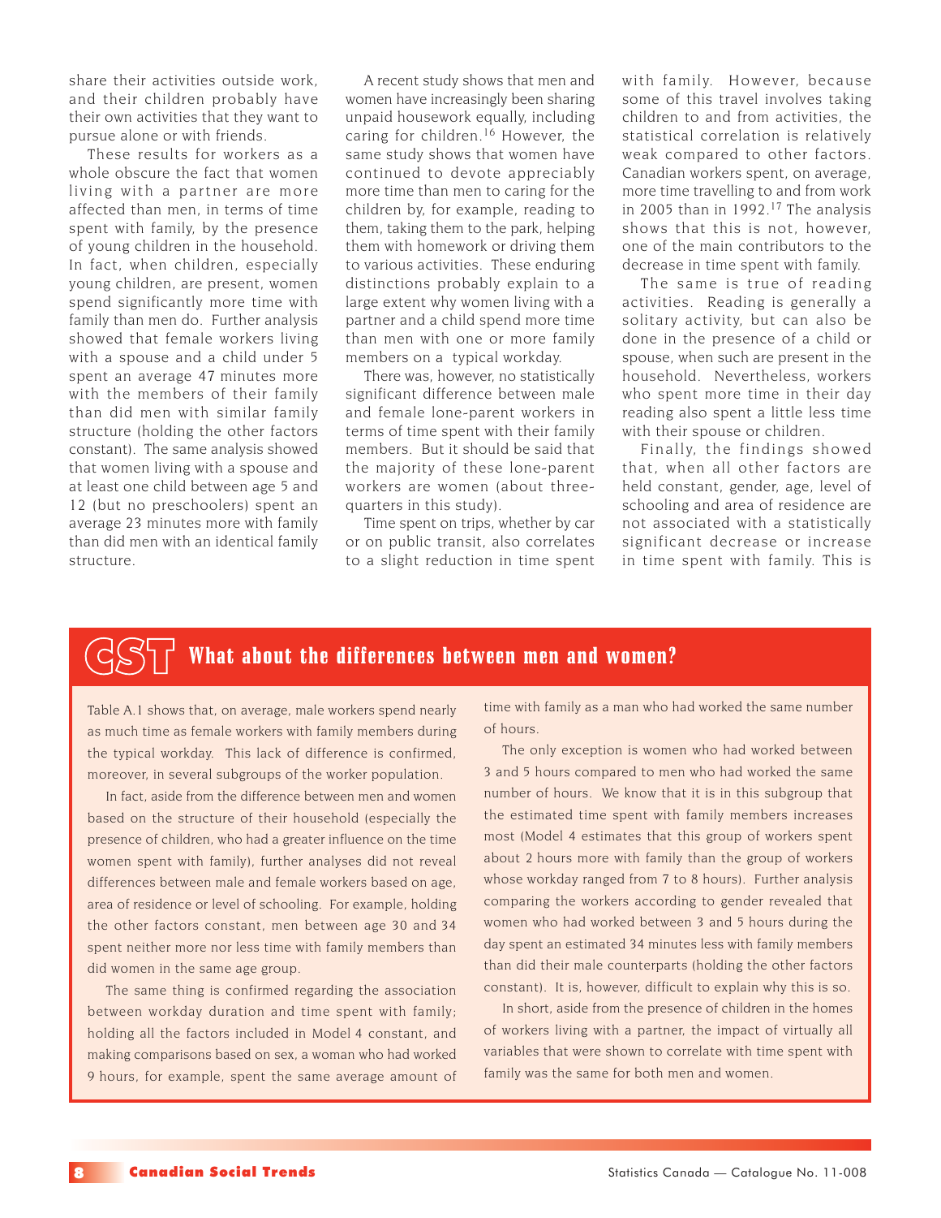share their activities outside work, and their children probably have their own activities that they want to pursue alone or with friends.

These results for workers as a whole obscure the fact that women living with a partner are more affected than men, in terms of time spent with family, by the presence of young children in the household. In fact, when children, especially young children, are present, women spend significantly more time with family than men do. Further analysis showed that female workers living with a spouse and a child under 5 spent an average 47 minutes more with the members of their family than did men with similar family structure (holding the other factors constant). The same analysis showed that women living with a spouse and at least one child between age 5 and 12 (but no preschoolers) spent an average 23 minutes more with family than did men with an identical family structure.

A recent study shows that men and women have increasingly been sharing unpaid housework equally, including caring for children.[16] However, the same study shows that women have continued to devote appreciably more time than men to caring for the children by, for example, reading to them, taking them to the park, helping them with homework or driving them to various activities. These enduring distinctions probably explain to a large extent why women living with a partner and a child spend more time than men with one or more family members on a typical workday.

There was, however, no statistically significant difference between male and female lone-parent workers in terms of time spent with their family members. But it should be said that the majority of these lone-parent workers are women (about three-quarters in this study).

Time spent on trips, whether by car or on public transit, also correlates to a slight reduction in time spent with family. However, because some of this travel involves taking children to and from activities, the statistical correlation is relatively weak compared to other factors. Canadian workers spent, on average, more time travelling to and from work in 2005 than in 1992.[17] The analysis shows that this is not, however, one of the main contributors to the decrease in time spent with family.

The same is true of reading activities. Reading is generally a solitary activity, but can also be done in the presence of a child or spouse, when such are present in the household. Nevertheless, workers who spent more time in their day reading also spent a little less time with their spouse or children.

Finally, the findings showed that, when all other factors are held constant, gender, age, level of schooling and area of residence are not associated with a statistically significant decrease or increase in time spent with family. This is

## What about the differences between men and women?

Table A.1 shows that, on average, male workers spend nearly as much time as female workers with family members during the typical workday. This lack of difference is confirmed, moreover, in several subgroups of the worker population.

In fact, aside from the difference between men and women based on the structure of their household (especially the presence of children, who had a greater influence on the time women spent with family), further analyses did not reveal differences between male and female workers based on age, area of residence or level of schooling. For example, holding the other factors constant, men between age 30 and 34 spent neither more nor less time with family members than did women in the same age group.

The same thing is confirmed regarding the association between workday duration and time spent with family; holding all the factors included in Model 4 constant, and making comparisons based on sex, a woman who had worked 9 hours, for example, spent the same average amount of time with family as a man who had worked the same number of hours.

The only exception is women who had worked between 3 and 5 hours compared to men who had worked the same number of hours. We know that it is in this subgroup that the estimated time spent with family members increases most (Model 4 estimates that this group of workers spent about 2 hours more with family than the group of workers whose workday ranged from 7 to 8 hours). Further analysis comparing the workers according to gender revealed that women who had worked between 3 and 5 hours during the day spent an estimated 34 minutes less with family members than did their male counterparts (holding the other factors constant). It is, however, difficult to explain why this is so.

In short, aside from the presence of children in the homes of workers living with a partner, the impact of virtually all variables that were shown to correlate with time spent with family was the same for both men and women.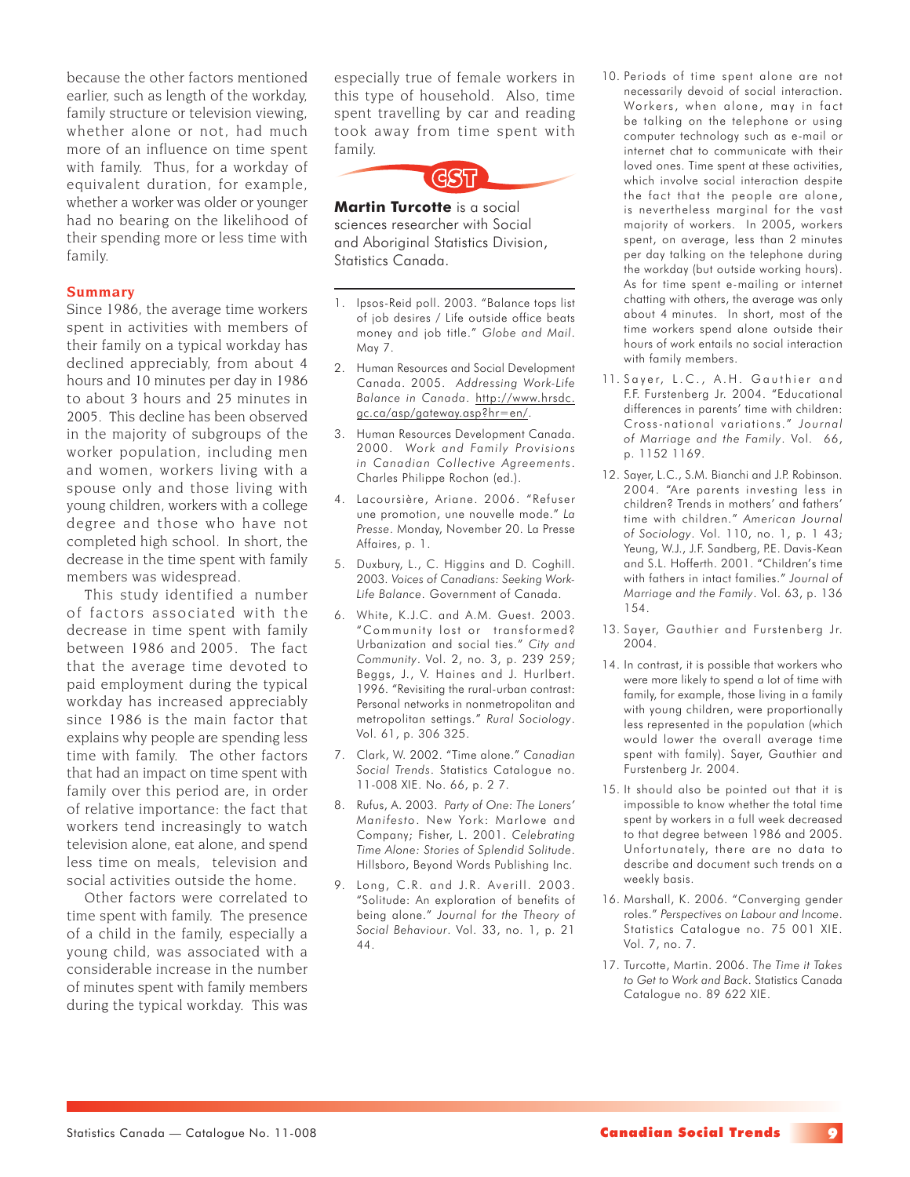because the other factors mentioned earlier, such as length of the workday, family structure or television viewing, whether alone or not, had much more of an influence on time spent with family. Thus, for a workday of equivalent duration, for example, whether a worker was older or younger had no bearing on the likelihood of their spending more or less time with family.

## Summary

Since 1986, the average time workers spent in activities with members of their family on a typical workday has declined appreciably, from about 4 hours and 10 minutes per day in 1986 to about 3 hours and 25 minutes in 2005. This decline has been observed in the majority of subgroups of the worker population, including men and women, workers living with a spouse only and those living with young children, workers with a college degree and those who have not completed high school. In short, the decrease in the time spent with family members was widespread.

This study identified a number of factors associated with the decrease in time spent with family between 1986 and 2005. The fact that the average time devoted to paid employment during the typical workday has increased appreciably since 1986 is the main factor that explains why people are spending less time with family. The other factors that had an impact on time spent with family over this period are, in order of relative importance: the fact that workers tend increasingly to watch television alone, eat alone, and spend less time on meals, television and social activities outside the home.

Other factors were correlated to time spent with family. The presence of a child in the family, especially a young child, was associated with a considerable increase in the number of minutes spent with family members during the typical workday. This was especially true of female workers in this type of household. Also, time spent travelling by car and reading took away from time spent with family.

**Martin Turcotte** is a social sciences researcher with Social and Aboriginal Statistics Division, Statistics Canada.

1. Ipsos-Reid poll. 2003. "Balance tops list of job desires / Life outside office beats money and job title." *Globe and Mail*. May 7.
2. Human Resources and Social Development Canada. 2005. *Addressing Work-Life Balance in Canada*. http://www.hrsdc.gc.ca/asp/gateway.asp?hr=en/.
3. Human Resources Development Canada. 2000. *Work and Family Provisions in Canadian Collective Agreements*. Charles Philippe Rochon (ed.).
4. Lacoursière, Ariane. 2006. "Refuser une promotion, une nouvelle mode." *La Presse*. Monday, November 20. La Presse Affaires, p. 1.
5. Duxbury, L., C. Higgins and D. Coghill. 2003. *Voices of Canadians: Seeking Work-Life Balance*. Government of Canada.
6. White, K.J.C. and A.M. Guest. 2003. "Community lost or transformed? Urbanization and social ties." *City and Community*. Vol. 2, no. 3, p. 239 259; Beggs, J., V. Haines and J. Hurlbert. 1996. "Revisiting the rural-urban contrast: Personal networks in nonmetropolitan and metropolitan settings." *Rural Sociology*. Vol. 61, p. 306 325.
7. Clark, W. 2002. "Time alone." *Canadian Social Trends*. Statistics Catalogue no. 11-008 XIE. No. 66, p. 2 7.
8. Rufus, A. 2003. *Party of One: The Loners' Manifesto*. New York: Marlowe and Company; Fisher, L. 2001. *Celebrating Time Alone: Stories of Splendid Solitude*. Hillsboro, Beyond Words Publishing Inc.
9. Long, C.R. and J.R. Averill. 2003. "Solitude: An exploration of benefits of being alone." *Journal for the Theory of Social Behaviour*. Vol. 33, no. 1, p. 21 44.
10. Periods of time spent alone are not necessarily devoid of social interaction. Workers, when alone, may in fact be talking on the telephone or using computer technology such as e-mail or internet chat to communicate with their loved ones. Time spent at these activities, which involve social interaction despite the fact that the people are alone, is nevertheless marginal for the vast majority of workers. In 2005, workers spent, on average, less than 2 minutes per day talking on the telephone during the workday (but outside working hours). As for time spent e-mailing or internet chatting with others, the average was only about 4 minutes. In short, most of the time workers spend alone outside their hours of work entails no social interaction with family members.
11. Sayer, L.C., A.H. Gauthier and F.F. Furstenberg Jr. 2004. "Educational differences in parents' time with children: Cross-national variations." *Journal of Marriage and the Family*. Vol. 66, p. 1152 1169.
12. Sayer, L.C., S.M. Bianchi and J.P. Robinson. 2004. "Are parents investing less in children? Trends in mothers' and fathers' time with children." *American Journal of Sociology*. Vol. 110, no. 1, p. 1 43; Yeung, W.J., J.F. Sandberg, P.E. Davis-Kean and S.L. Hofferth. 2001. "Children's time with fathers in intact families." *Journal of Marriage and the Family*. Vol. 63, p. 136 154.
13. Sayer, Gauthier and Furstenberg Jr. 2004.
14. In contrast, it is possible that workers who were more likely to spend a lot of time with family, for example, those living in a family with young children, were proportionally less represented in the population (which would lower the overall average time spent with family). Sayer, Gauthier and Furstenberg Jr. 2004.
15. It should also be pointed out that it is impossible to know whether the total time spent by workers in a full week decreased to that degree between 1986 and 2005. Unfortunately, there are no data to describe and document such trends on a weekly basis.
16. Marshall, K. 2006. "Converging gender roles." *Perspectives on Labour and Income*. Statistics Catalogue no. 75 001 XIE. Vol. 7, no. 7.
17. Turcotte, Martin. 2006. *The Time it Takes to Get to Work and Back*. Statistics Canada Catalogue no. 89 622 XIE.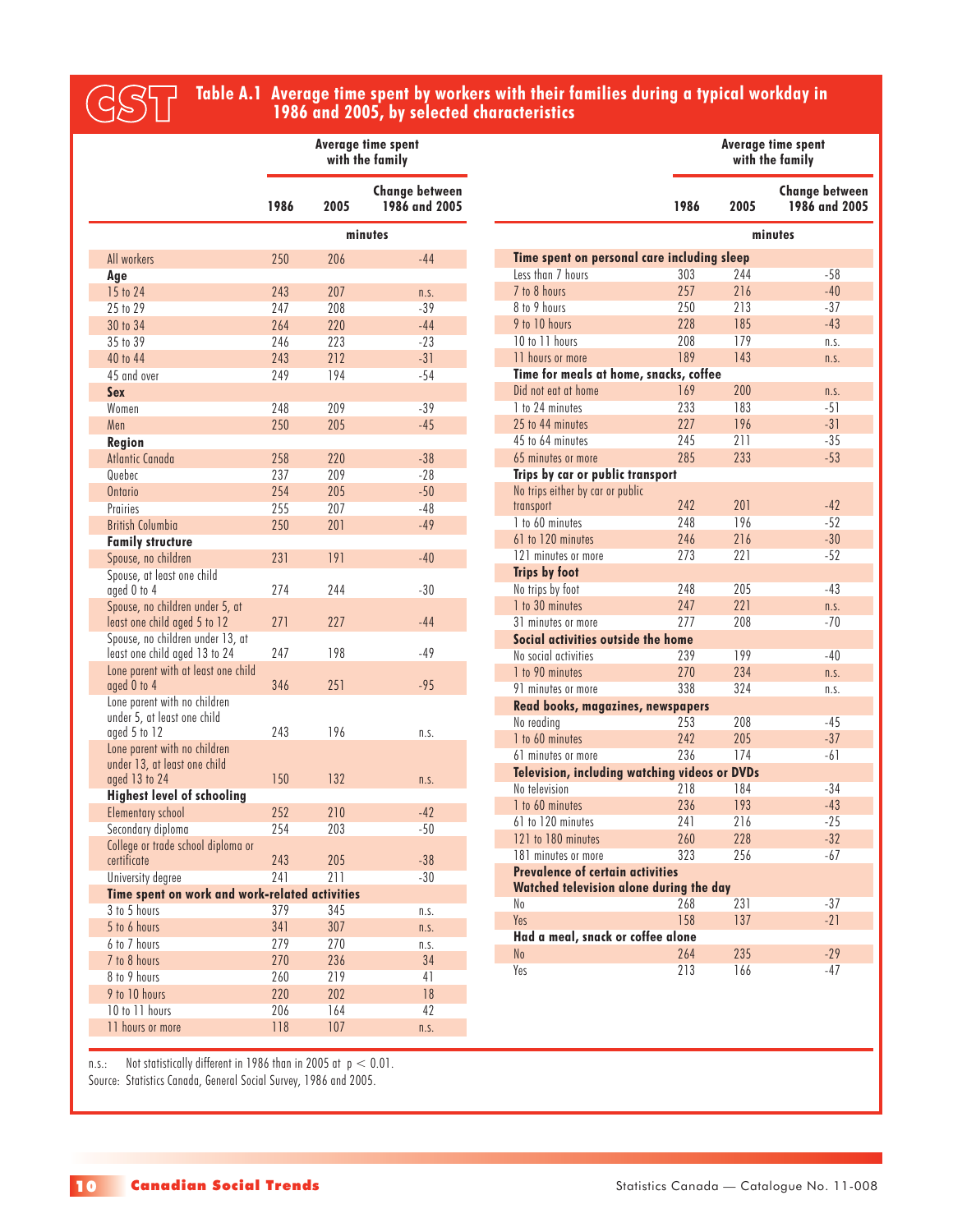## Table A.1 Average time spent by workers with their families during a typical workday in 1986 and 2005, by selected characteristics

| | Average time spent with the family | | |
|---|---|---|---|
| | 1986 | 2005 | Change between 1986 and 2005 |
| | minutes | | |
| All workers | 250 | 206 | -44 |
| **Age** | | | |
| 15 to 24 | 243 | 207 | n.s. |
| 25 to 29 | 247 | 208 | -39 |
| 30 to 34 | 264 | 220 | -44 |
| 35 to 39 | 246 | 223 | -23 |
| 40 to 44 | 243 | 212 | -31 |
| 45 and over | 249 | 194 | -54 |
| **Sex** | | | |
| Women | 248 | 209 | -39 |
| Men | 250 | 205 | -45 |
| **Region** | | | |
| Atlantic Canada | 258 | 220 | -38 |
| Quebec | 237 | 209 | -28 |
| Ontario | 254 | 205 | -50 |
| Prairies | 255 | 207 | -48 |
| British Columbia | 250 | 201 | -49 |
| **Family structure** | | | |
| Spouse, no children | 231 | 191 | -40 |
| Spouse, at least one child aged 0 to 4 | 274 | 244 | -30 |
| Spouse, no children under 5, at least one child aged 5 to 12 | 271 | 227 | -44 |
| Spouse, no children under 13, at least one child aged 13 to 24 | 247 | 198 | -49 |
| Lone parent with at least one child aged 0 to 4 | 346 | 251 | -95 |
| Lone parent with no children under 5, at least one child aged 5 to 12 | 243 | 196 | n.s. |
| Lone parent with no children under 13, at least one child aged 13 to 24 | 150 | 132 | n.s. |
| **Highest level of schooling** | | | |
| Elementary school | 252 | 210 | -42 |
| Secondary diploma | 254 | 203 | -50 |
| College or trade school diploma or certificate | 243 | 205 | -38 |
| University degree | 241 | 211 | -30 |
| **Time spent on work and work-related activities** | | | |
| 3 to 5 hours | 379 | 345 | n.s. |
| 5 to 6 hours | 341 | 307 | n.s. |
| 6 to 7 hours | 279 | 270 | n.s. |
| 7 to 8 hours | 270 | 236 | 34 |
| 8 to 9 hours | 260 | 219 | 41 |
| 9 to 10 hours | 220 | 202 | 18 |
| 10 to 11 hours | 206 | 164 | 42 |
| 11 hours or more | 118 | 107 | n.s. |
| **Time spent on personal care including sleep** | | | |
| Less than 7 hours | 303 | 244 | -58 |
| 7 to 8 hours | 257 | 216 | -40 |
| 8 to 9 hours | 250 | 213 | -37 |
| 9 to 10 hours | 228 | 185 | -43 |
| 10 to 11 hours | 208 | 179 | n.s. |
| 11 hours or more | 189 | 143 | n.s. |
| **Time for meals at home, snacks, coffee** | | | |
| Did not eat at home | 169 | 200 | n.s. |
| 1 to 24 minutes | 233 | 183 | -51 |
| 25 to 44 minutes | 227 | 196 | -31 |
| 45 to 64 minutes | 245 | 211 | -35 |
| 65 minutes or more | 285 | 233 | -53 |
| **Trips by car or public transport** | | | |
| No trips either by car or public transport | 242 | 201 | -42 |
| 1 to 60 minutes | 248 | 196 | -52 |
| 61 to 120 minutes | 246 | 216 | -30 |
| 121 minutes or more | 273 | 221 | -52 |
| **Trips by foot** | | | |
| No trips by foot | 248 | 205 | -43 |
| 1 to 30 minutes | 247 | 221 | n.s. |
| 31 minutes or more | 277 | 208 | -70 |
| **Social activities outside the home** | | | |
| No social activities | 239 | 199 | -40 |
| 1 to 90 minutes | 270 | 234 | n.s. |
| 91 minutes or more | 338 | 324 | n.s. |
| **Read books, magazines, newspapers** | | | |
| No reading | 253 | 208 | -45 |
| 1 to 60 minutes | 242 | 205 | -37 |
| 61 minutes or more | 236 | 174 | -61 |
| **Television, including watching videos or DVDs** | | | |
| No television | 218 | 184 | -34 |
| 1 to 60 minutes | 236 | 193 | -43 |
| 61 to 120 minutes | 241 | 216 | -25 |
| 121 to 180 minutes | 260 | 228 | -32 |
| 181 minutes or more | 323 | 256 | -67 |
| **Prevalence of certain activities** | | | |
| **Watched television alone during the day** | | | |
| No | 268 | 231 | -37 |
| Yes | 158 | 137 | -21 |
| **Had a meal, snack or coffee alone** | | | |
| No | 264 | 235 | -29 |
| Yes | 213 | 166 | -47 |

n.s.: Not statistically different in 1986 than in 2005 at $p < 0.01$.

Source: Statistics Canada, General Social Survey, 1986 and 2005.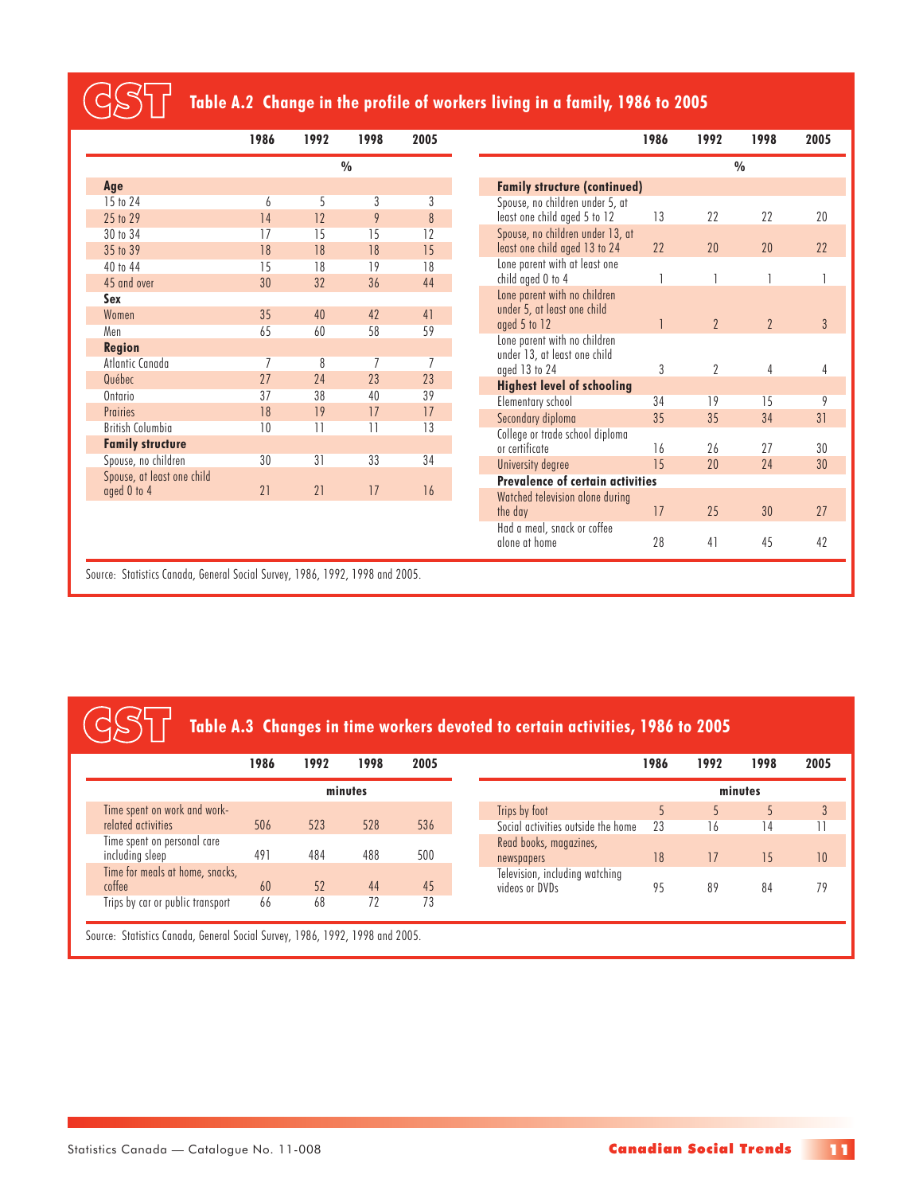## Table A.2 Change in the profile of workers living in a family, 1986 to 2005

| | 1986 | 1992 | 1998 | 2005 |
|---|---|---|---|---|
| | % | | | |
| **Age** | | | | |
| 15 to 24 | 6 | 5 | 3 | 3 |
| 25 to 29 | 14 | 12 | 9 | 8 |
| 30 to 34 | 17 | 15 | 15 | 12 |
| 35 to 39 | 18 | 18 | 18 | 15 |
| 40 to 44 | 15 | 18 | 19 | 18 |
| 45 and over | 30 | 32 | 36 | 44 |
| **Sex** | | | | |
| Women | 35 | 40 | 42 | 41 |
| Men | 65 | 60 | 58 | 59 |
| **Region** | | | | |
| Atlantic Canada | 7 | 8 | 7 | 7 |
| Québec | 27 | 24 | 23 | 23 |
| Ontario | 37 | 38 | 40 | 39 |
| Prairies | 18 | 19 | 17 | 17 |
| British Columbia | 10 | 11 | 11 | 13 |
| **Family structure** | | | | |
| Spouse, no children | 30 | 31 | 33 | 34 |
| Spouse, at least one child aged 0 to 4 | 21 | 21 | 17 | 16 |
| Spouse, no children under 5, at least one child aged 5 to 12 | 13 | 22 | 22 | 20 |
| Spouse, no children under 13, at least one child aged 13 to 24 | 22 | 20 | 20 | 22 |
| Lone parent with at least one child aged 0 to 4 | 1 | 1 | 1 | 1 |
| Lone parent with no children under 5, at least one child aged 5 to 12 | 1 | 2 | 2 | 3 |
| Lone parent with no children under 13, at least one child aged 13 to 24 | 3 | 2 | 4 | 4 |
| **Highest level of schooling** | | | | |
| Elementary school | 34 | 19 | 15 | 9 |
| Secondary diploma | 35 | 35 | 34 | 31 |
| College or trade school diploma or certificate | 16 | 26 | 27 | 30 |
| University degree | 15 | 20 | 24 | 30 |
| **Prevalence of certain activities** | | | | |
| Watched television alone during the day | 17 | 25 | 30 | 27 |
| Had a meal, snack or coffee alone at home | 28 | 41 | 45 | 42 |

Source: Statistics Canada, General Social Survey, 1986, 1992, 1998 and 2005.

## Table A.3 Changes in time workers devoted to certain activities, 1986 to 2005

| | 1986 | 1992 | 1998 | 2005 |
|---|---|---|---|---|
| | minutes | | | |
| Time spent on work and work-related activities | 506 | 523 | 528 | 536 |
| Time spent on personal care including sleep | 491 | 484 | 488 | 500 |
| Time for meals at home, snacks, coffee | 60 | 52 | 44 | 45 |
| Trips by car or public transport | 66 | 68 | 72 | 73 |
| Trips by foot | 5 | 5 | 5 | 3 |
| Social activities outside the home | 23 | 16 | 14 | 11 |
| Read books, magazines, newspapers | 18 | 17 | 15 | 10 |
| Television, including watching videos or DVDs | 95 | 89 | 84 | 79 |

Source: Statistics Canada, General Social Survey, 1986, 1992, 1998 and 2005.